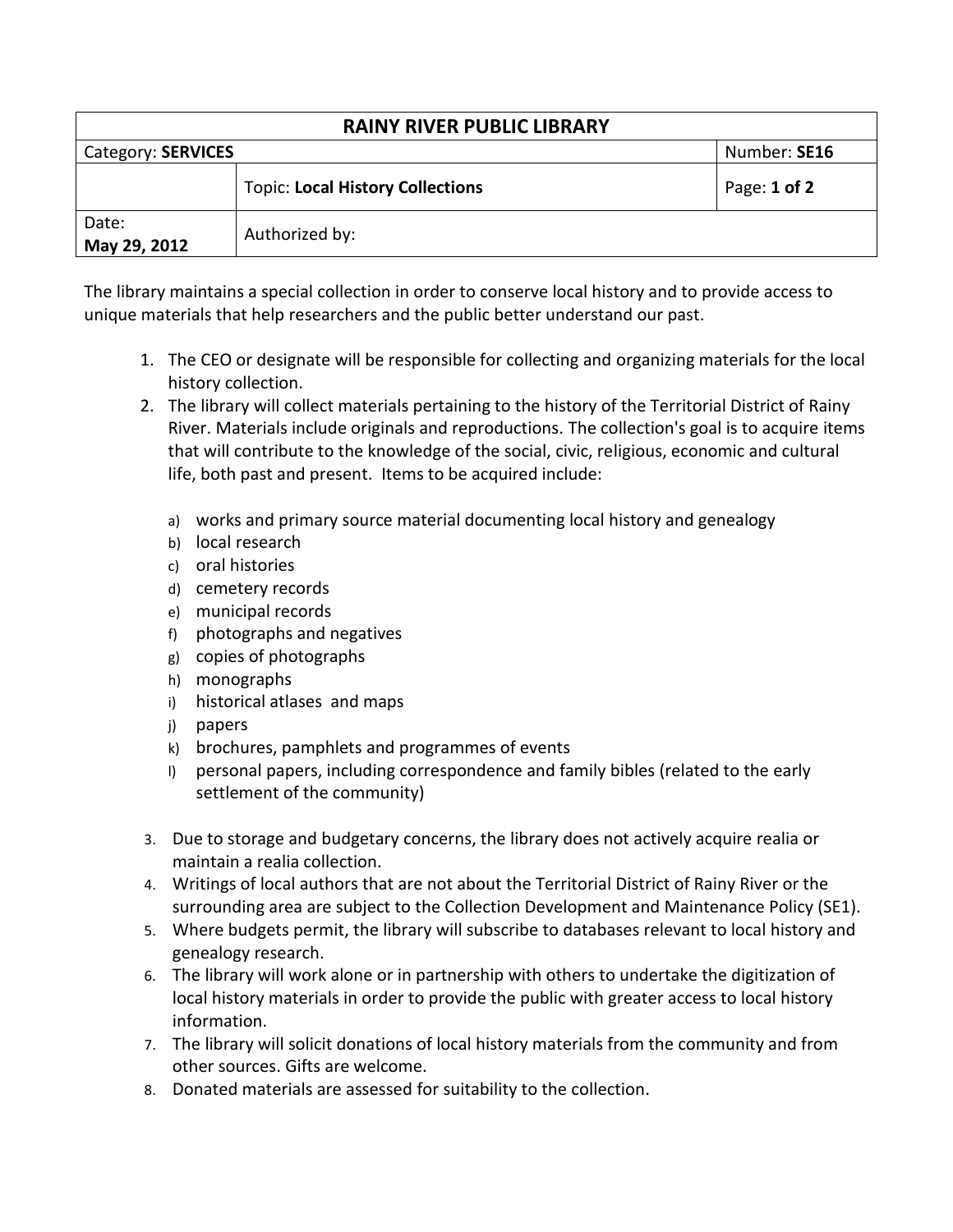| RAINY RIVER PUBLIC LIBRARY | | |
|---|---|---|
| Category: **SERVICES** | | Number: **SE16** |
| | Topic: **Local History Collections** | Page: **1 of 2** |
| Date: **May 29, 2012** | Authorized by: | |

The library maintains a special collection in order to conserve local history and to provide access to unique materials that help researchers and the public better understand our past.

1. The CEO or designate will be responsible for collecting and organizing materials for the local history collection.
2. The library will collect materials pertaining to the history of the Territorial District of Rainy River. Materials include originals and reproductions. The collection's goal is to acquire items that will contribute to the knowledge of the social, civic, religious, economic and cultural life, both past and present. Items to be acquired include:

   a) works and primary source material documenting local history and genealogy
   b) local research
   c) oral histories
   d) cemetery records
   e) municipal records
   f) photographs and negatives
   g) copies of photographs
   h) monographs
   i) historical atlases and maps
   j) papers
   k) brochures, pamphlets and programmes of events
   l) personal papers, including correspondence and family bibles (related to the early settlement of the community)

3. Due to storage and budgetary concerns, the library does not actively acquire realia or maintain a realia collection.
4. Writings of local authors that are not about the Territorial District of Rainy River or the surrounding area are subject to the Collection Development and Maintenance Policy (SE1).
5. Where budgets permit, the library will subscribe to databases relevant to local history and genealogy research.
6. The library will work alone or in partnership with others to undertake the digitization of local history materials in order to provide the public with greater access to local history information.
7. The library will solicit donations of local history materials from the community and from other sources. Gifts are welcome.
8. Donated materials are assessed for suitability to the collection.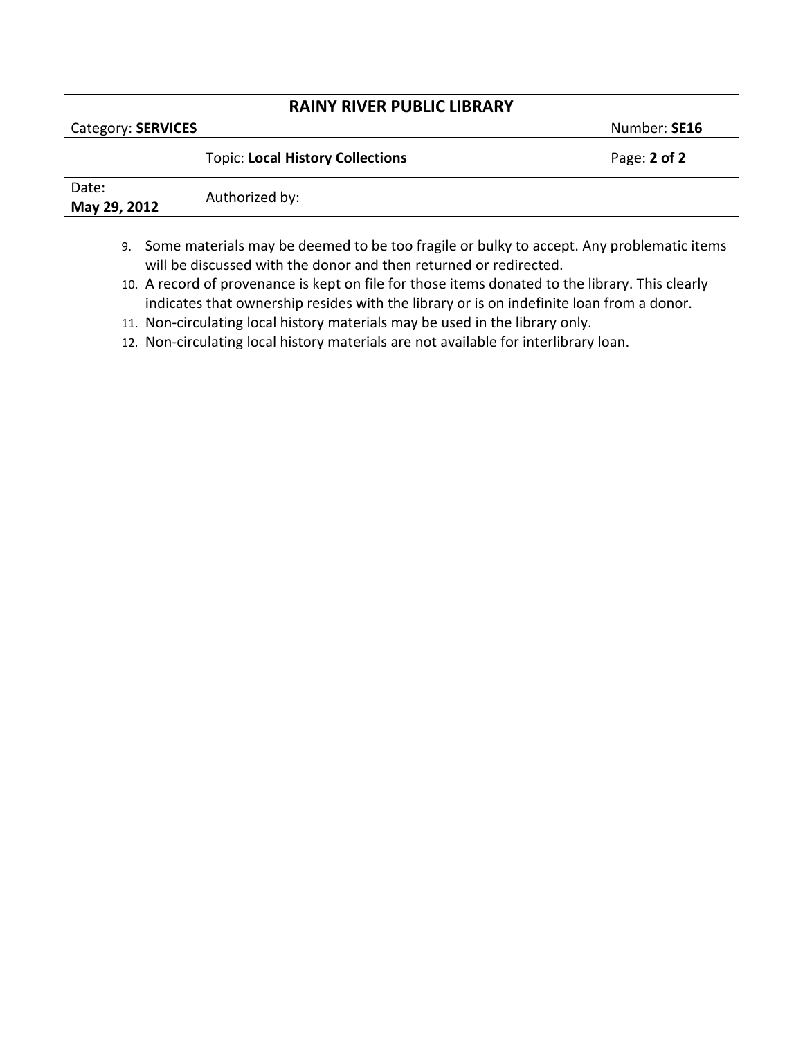9. Some materials may be deemed to be too fragile or bulky to accept. Any problematic items will be discussed with the donor and then returned or redirected.
10. A record of provenance is kept on file for those items donated to the library. This clearly indicates that ownership resides with the library or is on indefinite loan from a donor.
11. Non-circulating local history materials may be used in the library only.
12. Non-circulating local history materials are not available for interlibrary loan.